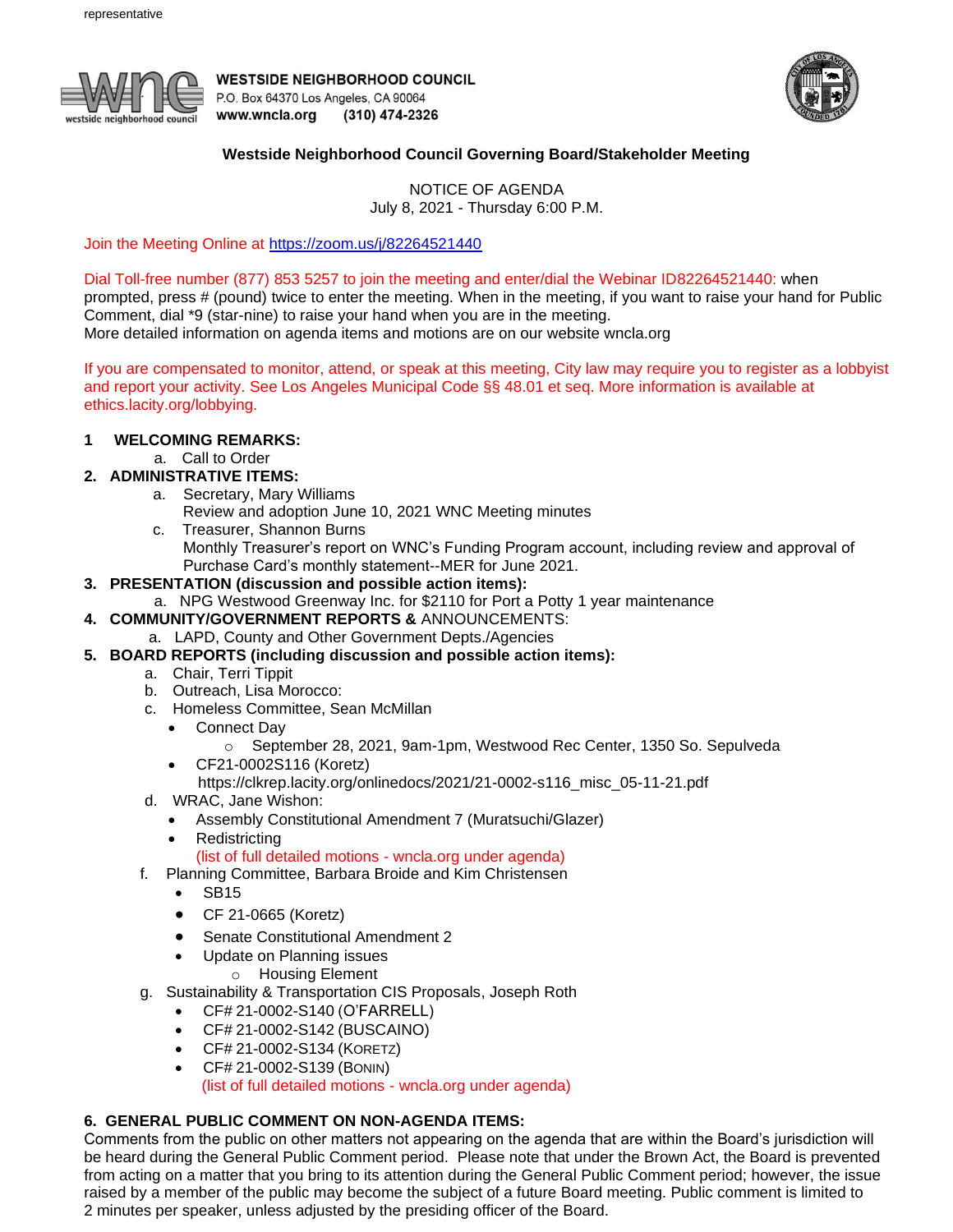representative

**WESTSIDE NEIGHBORHOOD COUNCIL**
P.O. Box 64370 Los Angeles, CA 90064
**www.wncla.org** **(310) 474-2326**

## Westside Neighborhood Council Governing Board/Stakeholder Meeting

NOTICE OF AGENDA
July 8, 2021 - Thursday 6:00 P.M.

Join the Meeting Online at https://zoom.us/j/82264521440

Dial Toll-free number (877) 853 5257 to join the meeting and enter/dial the Webinar ID82264521440: when prompted, press # (pound) twice to enter the meeting. When in the meeting, if you want to raise your hand for Public Comment, dial *9 (star-nine) to raise your hand when you are in the meeting.
More detailed information on agenda items and motions are on our website wncla.org

If you are compensated to monitor, attend, or speak at this meeting, City law may require you to register as a lobbyist and report your activity. See Los Angeles Municipal Code §§ 48.01 et seq. More information is available at ethics.lacity.org/lobbying.

**1 WELCOMING REMARKS:**
  a. Call to Order

**2. ADMINISTRATIVE ITEMS:**
  a. Secretary, Mary Williams
     Review and adoption June 10, 2021 WNC Meeting minutes
  c. Treasurer, Shannon Burns
     Monthly Treasurer's report on WNC's Funding Program account, including review and approval of Purchase Card's monthly statement--MER for June 2021.

**3. PRESENTATION (discussion and possible action items):**
  a. NPG Westwood Greenway Inc. for $2110 for Port a Potty 1 year maintenance

**4. COMMUNITY/GOVERNMENT REPORTS &** ANNOUNCEMENTS:
  a. LAPD, County and Other Government Depts./Agencies

**5. BOARD REPORTS (including discussion and possible action items):**
  a. Chair, Terri Tippit
  b. Outreach, Lisa Morocco:
  c. Homeless Committee, Sean McMillan
     - Connect Day
       - September 28, 2021, 9am-1pm, Westwood Rec Center, 1350 So. Sepulveda
     - CF21-0002S116 (Koretz)
       https://clkrep.lacity.org/onlinedocs/2021/21-0002-s116_misc_05-11-21.pdf
  d. WRAC, Jane Wishon:
     - Assembly Constitutional Amendment 7 (Muratsuchi/Glazer)
     - Redistricting
       (list of full detailed motions - wncla.org under agenda)
  f. Planning Committee, Barbara Broide and Kim Christensen
     - SB15
     - CF 21-0665 (Koretz)
     - Senate Constitutional Amendment 2
     - Update on Planning issues
       - Housing Element
  g. Sustainability & Transportation CIS Proposals, Joseph Roth
     - CF# 21-0002-S140 (O'FARRELL)
     - CF# 21-0002-S142 (BUSCAINO)
     - CF# 21-0002-S134 (KORETZ)
     - CF# 21-0002-S139 (BONIN)
       (list of full detailed motions - wncla.org under agenda)

**6. GENERAL PUBLIC COMMENT ON NON-AGENDA ITEMS:**
Comments from the public on other matters not appearing on the agenda that are within the Board's jurisdiction will be heard during the General Public Comment period. Please note that under the Brown Act, the Board is prevented from acting on a matter that you bring to its attention during the General Public Comment period; however, the issue raised by a member of the public may become the subject of a future Board meeting. Public comment is limited to 2 minutes per speaker, unless adjusted by the presiding officer of the Board.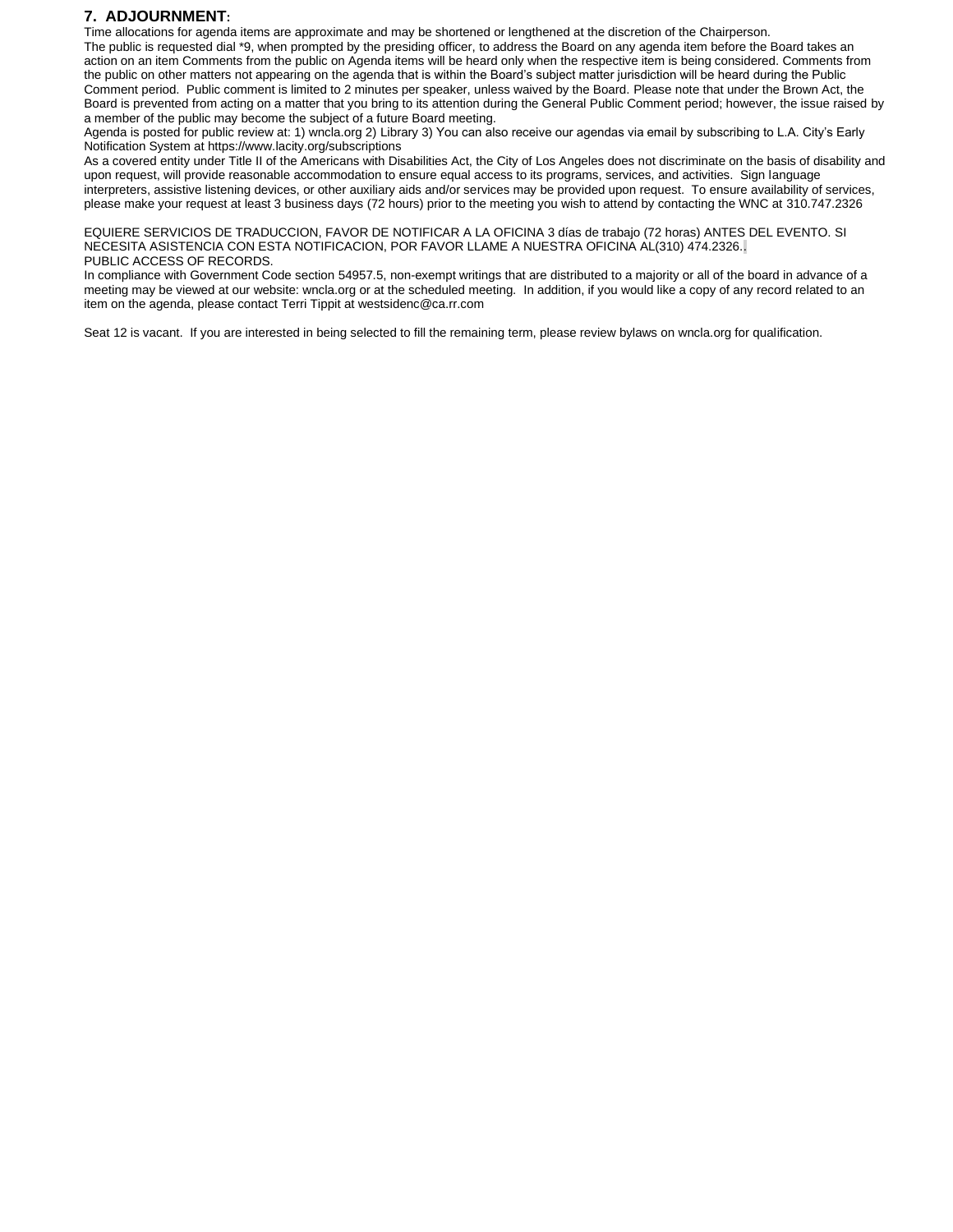## 7. ADJOURNMENT:

Time allocations for agenda items are approximate and may be shortened or lengthened at the discretion of the Chairperson.
The public is requested dial *9, when prompted by the presiding officer, to address the Board on any agenda item before the Board takes an action on an item Comments from the public on Agenda items will be heard only when the respective item is being considered. Comments from the public on other matters not appearing on the agenda that is within the Board's subject matter jurisdiction will be heard during the Public Comment period. Public comment is limited to 2 minutes per speaker, unless waived by the Board. Please note that under the Brown Act, the Board is prevented from acting on a matter that you bring to its attention during the General Public Comment period; however, the issue raised by a member of the public may become the subject of a future Board meeting.
Agenda is posted for public review at: 1) wncla.org 2) Library 3) You can also receive our agendas via email by subscribing to L.A. City's Early Notification System at https://www.lacity.org/subscriptions
As a covered entity under Title II of the Americans with Disabilities Act, the City of Los Angeles does not discriminate on the basis of disability and upon request, will provide reasonable accommodation to ensure equal access to its programs, services, and activities. Sign language interpreters, assistive listening devices, or other auxiliary aids and/or services may be provided upon request. To ensure availability of services, please make your request at least 3 business days (72 hours) prior to the meeting you wish to attend by contacting the WNC at 310.747.2326

EQUIERE SERVICIOS DE TRADUCCION, FAVOR DE NOTIFICAR A LA OFICINA 3 días de trabajo (72 horas) ANTES DEL EVENTO. SI NECESITA ASISTENCIA CON ESTA NOTIFICACION, POR FAVOR LLAME A NUESTRA OFICINA AL(310) 474.2326.
PUBLIC ACCESS OF RECORDS.
In compliance with Government Code section 54957.5, non-exempt writings that are distributed to a majority or all of the board in advance of a meeting may be viewed at our website: wncla.org or at the scheduled meeting. In addition, if you would like a copy of any record related to an item on the agenda, please contact Terri Tippit at westsidenc@ca.rr.com

Seat 12 is vacant. If you are interested in being selected to fill the remaining term, please review bylaws on wncla.org for qualification.